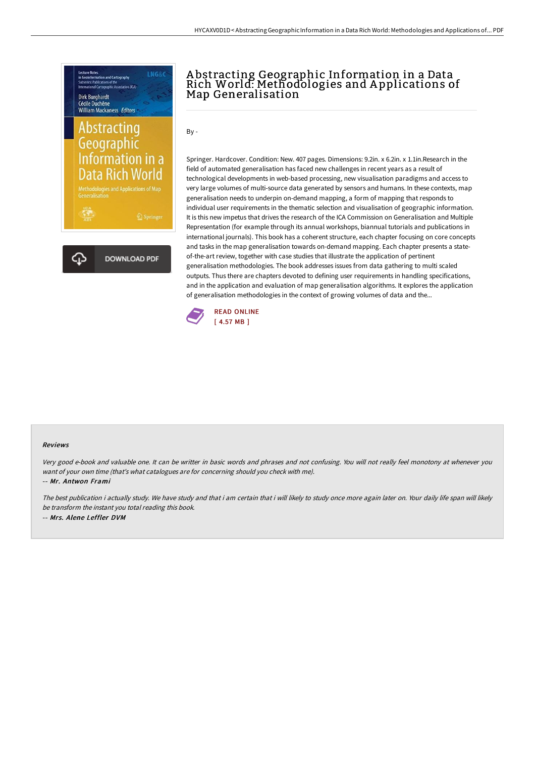# Abstracting Geographic Information in a Data Rich World: Methodologies and Applications of Map Generalisation

By -

Springer. Hardcover. Condition: New. 407 pages. Dimensions: 9.2in. x 6.2in. x 1.1in.Research in the field of automated generalisation has faced new challenges in recent years as a result of technological developments in web-based processing, new visualisation paradigms and access to very large volumes of multi-source data generated by sensors and humans. In these contexts, map generalisation needs to underpin on-demand mapping, a form of mapping that responds to individual user requirements in the thematic selection and visualisation of geographic information. It is this new impetus that drives the research of the ICA Commission on Generalisation and Multiple Representation (for example through its annual workshops, biannual tutorials and publications in international journals). This book has a coherent structure, each chapter focusing on core concepts and tasks in the map generalisation towards on-demand mapping. Each chapter presents a state-of-the-art review, together with case studies that illustrate the application of pertinent generalisation methodologies. The book addresses issues from data gathering to multi scaled outputs. Thus there are chapters devoted to defining user requirements in handling specifications, and in the application and evaluation of map generalisation algorithms. It explores the application of generalisation methodologies in the context of growing volumes of data and the...

READ ONLINE
[ 4.57 MB ]

DOWNLOAD PDF

#### Reviews

*Very good e-book and valuable one. It can be writter in basic words and phrases and not confusing. You will not really feel monotony at whenever you want of your own time (that's what catalogues are for concerning should you check with me).*

*-- Mr. Antwon Frami*

*The best publication i actually study. We have study and that i am certain that i will likely to study once more again later on. Your daily life span will likely be transform the instant you total reading this book.*

*-- Mrs. Alene Leffler DVM*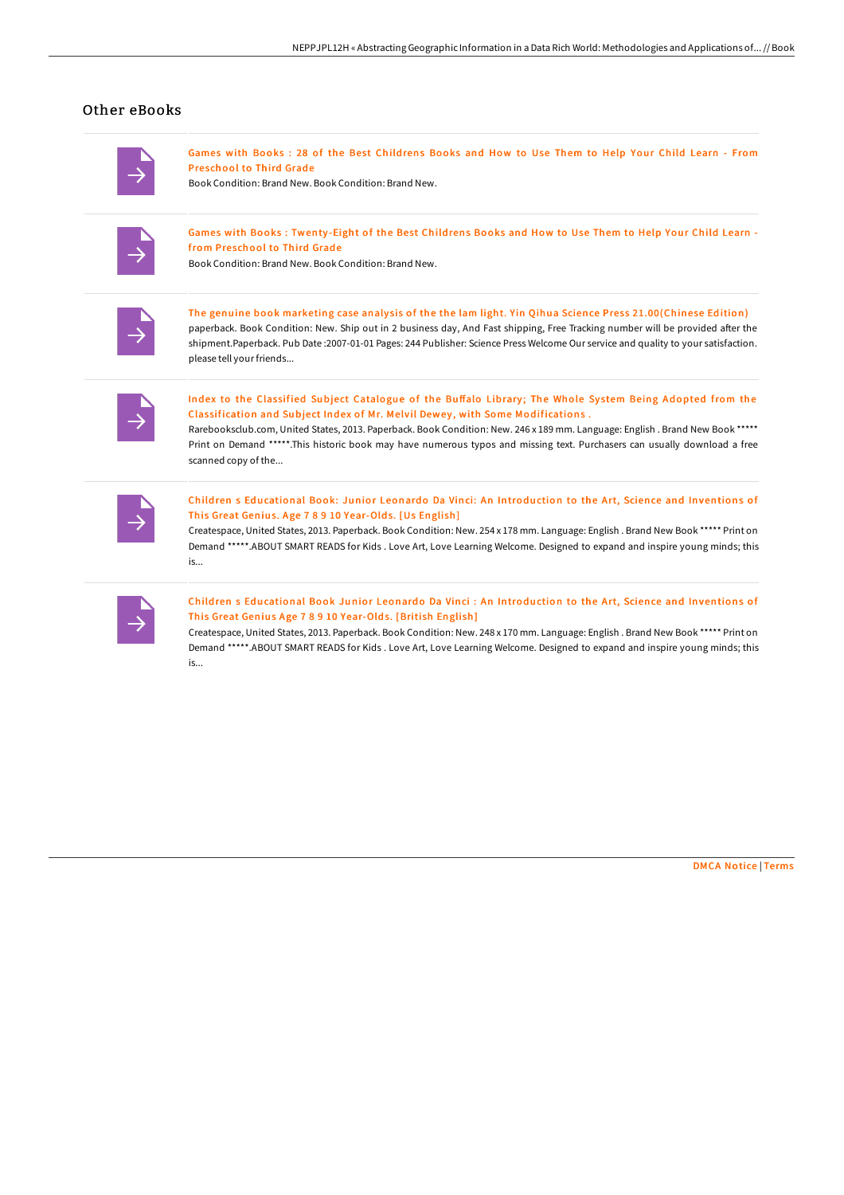## Other eBooks

**Games with Books : 28 of the Best Childrens Books and How to Use Them to Help Your Child Learn - From Preschool to Third Grade**

Book Condition: Brand New. Book Condition: Brand New.

**Games with Books : Twenty-Eight of the Best Childrens Books and How to Use Them to Help Your Child Learn - from Preschool to Third Grade**

Book Condition: Brand New. Book Condition: Brand New.

**The genuine book marketing case analysis of the the lam light. Yin Qihua Science Press 21.00(Chinese Edition)**

paperback. Book Condition: New. Ship out in 2 business day, And Fast shipping, Free Tracking number will be provided after the shipment.Paperback. Pub Date :2007-01-01 Pages: 244 Publisher: Science Press Welcome Our service and quality to your satisfaction. please tell your friends...

**Index to the Classified Subject Catalogue of the Buffalo Library; The Whole System Being Adopted from the Classification and Subject Index of Mr. Melvil Dewey, with Some Modifications .**

Rarebooksclub.com, United States, 2013. Paperback. Book Condition: New. 246 x 189 mm. Language: English . Brand New Book ***** Print on Demand *****.This historic book may have numerous typos and missing text. Purchasers can usually download a free scanned copy of the...

**Children s Educational Book: Junior Leonardo Da Vinci: An Introduction to the Art, Science and Inventions of This Great Genius. Age 7 8 9 10 Year-Olds. [Us English]**

Createspace, United States, 2013. Paperback. Book Condition: New. 254 x 178 mm. Language: English . Brand New Book ***** Print on Demand *****.ABOUT SMART READS for Kids . Love Art, Love Learning Welcome. Designed to expand and inspire young minds; this is...

**Children s Educational Book Junior Leonardo Da Vinci : An Introduction to the Art, Science and Inventions of This Great Genius Age 7 8 9 10 Year-Olds. [British English]**

Createspace, United States, 2013. Paperback. Book Condition: New. 248 x 170 mm. Language: English . Brand New Book ***** Print on Demand *****.ABOUT SMART READS for Kids . Love Art, Love Learning Welcome. Designed to expand and inspire young minds; this is...